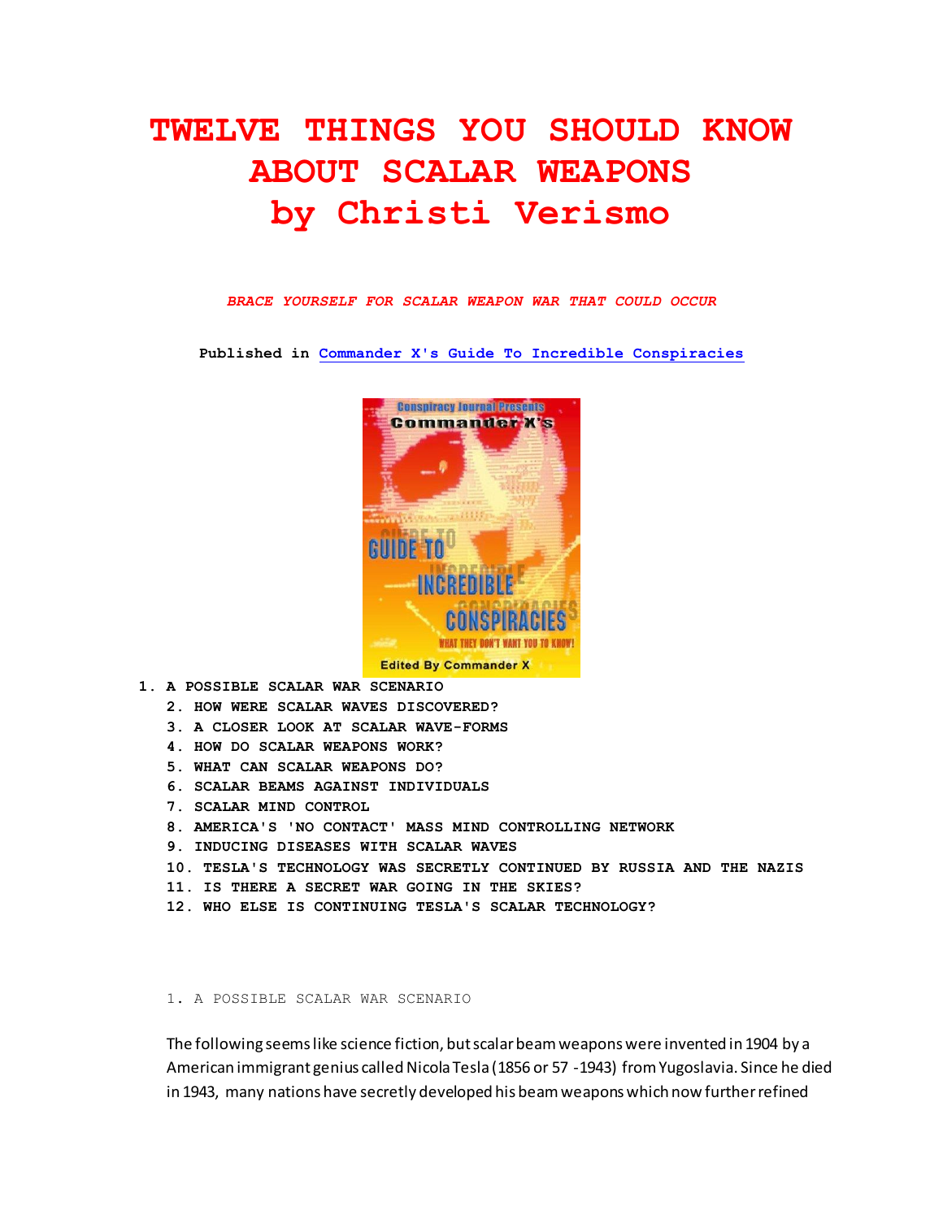# TWELVE THINGS YOU SHOULD KNOW ABOUT SCALAR WEAPONS by Christi Verismo

*BRACE YOURSELF FOR SCALAR WEAPON WAR THAT COULD OCCUR*

**Published in** [Commander X's Guide To Incredible Conspiracies]

1. A POSSIBLE SCALAR WAR SCENARIO
2. HOW WERE SCALAR WAVES DISCOVERED?
3. A CLOSER LOOK AT SCALAR WAVE-FORMS
4. HOW DO SCALAR WEAPONS WORK?
5. WHAT CAN SCALAR WEAPONS DO?
6. SCALAR BEAMS AGAINST INDIVIDUALS
7. SCALAR MIND CONTROL
8. AMERICA'S 'NO CONTACT' MASS MIND CONTROLLING NETWORK
9. INDUCING DISEASES WITH SCALAR WAVES
10. TESLA'S TECHNOLOGY WAS SECRETLY CONTINUED BY RUSSIA AND THE NAZIS
11. IS THERE A SECRET WAR GOING IN THE SKIES?
12. WHO ELSE IS CONTINUING TESLA'S SCALAR TECHNOLOGY?

## 1. A POSSIBLE SCALAR WAR SCENARIO

The following seems like science fiction, but scalar beam weapons were invented in 1904 by a American immigrant genius called Nicola Tesla (1856 or 57 -1943) from Yugoslavia. Since he died in 1943, many nations have secretly developed his beam weapons which now further refined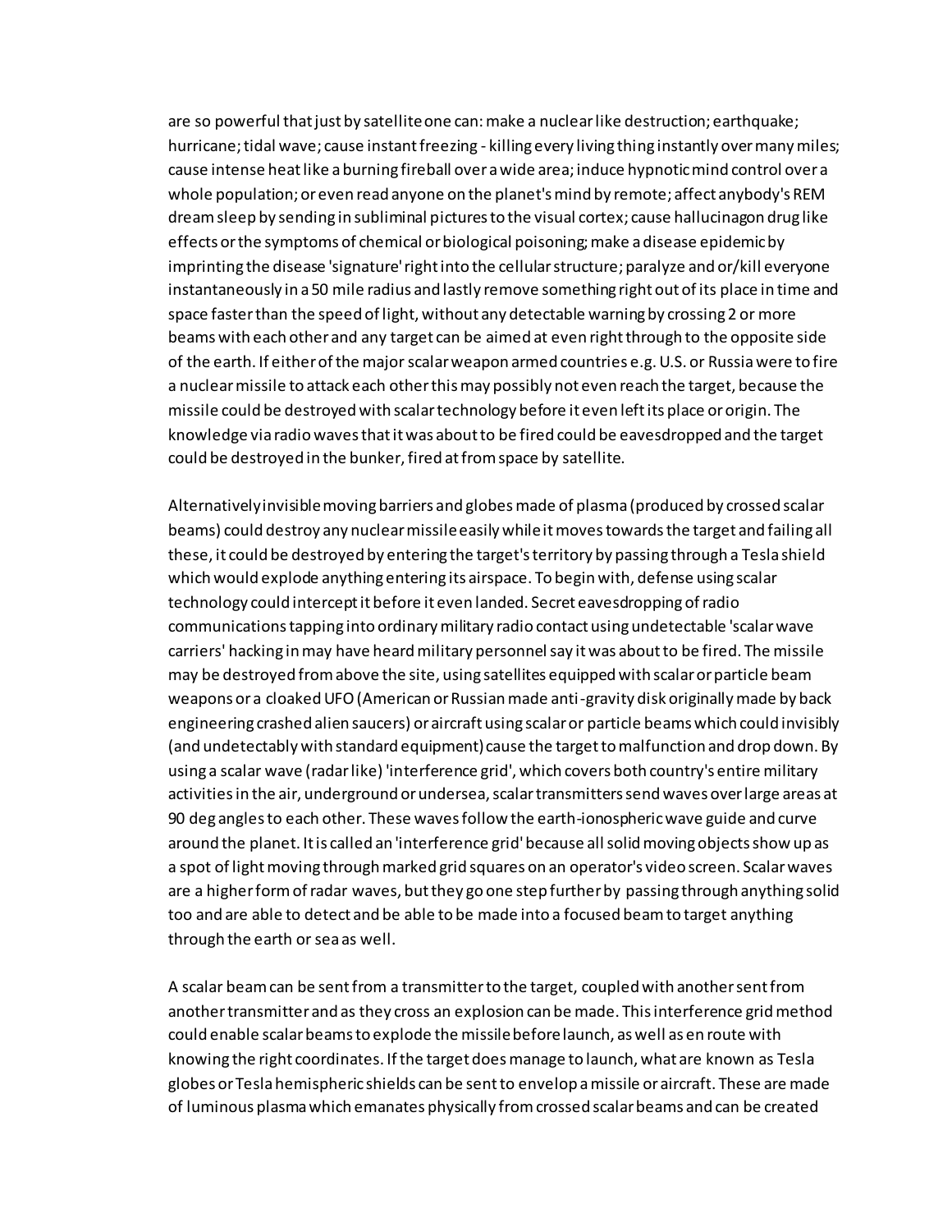are so powerful that just by satellite one can: make a nuclear like destruction; earthquake; hurricane; tidal wave; cause instant freezing - killing every living thing instantly over many miles; cause intense heat like a burning fireball over a wide area; induce hypnotic mind control over a whole population; or even read anyone on the planet's mind by remote; affect anybody's REM dream sleep by sending in subliminal pictures to the visual cortex; cause hallucinagon drug like effects or the symptoms of chemical or biological poisoning; make a disease epidemic by imprinting the disease 'signature' right into the cellular structure; paralyze and or/kill everyone instantaneously in a 50 mile radius and lastly remove something right out of its place in time and space faster than the speed of light, without any detectable warning by crossing 2 or more beams with each other and any target can be aimed at even right through to the opposite side of the earth. If either of the major scalar weapon armed countries e.g. U.S. or Russia were to fire a nuclear missile to attack each other this may possibly not even reach the target, because the missile could be destroyed with scalar technology before it even left its place or origin. The knowledge via radio waves that it was about to be fired could be eavesdropped and the target could be destroyed in the bunker, fired at from space by satellite.

Alternatively invisible moving barriers and globes made of plasma (produced by crossed scalar beams) could destroy any nuclear missile easily while it moves towards the target and failing all these, it could be destroyed by entering the target's territory by passing through a Tesla shield which would explode anything entering its airspace. To begin with, defense using scalar technology could intercept it before it even landed. Secret eavesdropping of radio communications tapping into ordinary military radio contact using undetectable 'scalar wave carriers' hacking in may have heard military personnel say it was about to be fired. The missile may be destroyed from above the site, using satellites equipped with scalar or particle beam weapons or a cloaked UFO (American or Russian made anti-gravity disk originally made by back engineering crashed alien saucers) or aircraft using scalar or particle beams which could invisibly (and undetectably with standard equipment) cause the target to malfunction and drop down. By using a scalar wave (radar like) 'interference grid', which covers both country's entire military activities in the air, underground or undersea, scalar transmitters send waves over large areas at 90 deg angles to each other. These waves follow the earth-ionospheric wave guide and curve around the planet. It is called an 'interference grid' because all solid moving objects show up as a spot of light moving through marked grid squares on an operator's video screen. Scalar waves are a higher form of radar waves, but they go one step further by passing through anything solid too and are able to detect and be able to be made into a focused beam to target anything through the earth or sea as well.

A scalar beam can be sent from a transmitter to the target, coupled with another sent from another transmitter and as they cross an explosion can be made. This interference grid method could enable scalar beams to explode the missile before launch, as well as en route with knowing the right coordinates. If the target does manage to launch, what are known as Tesla globes or Tesla hemispheric shields can be sent to envelop a missile or aircraft. These are made of luminous plasma which emanates physically from crossed scalar beams and can be created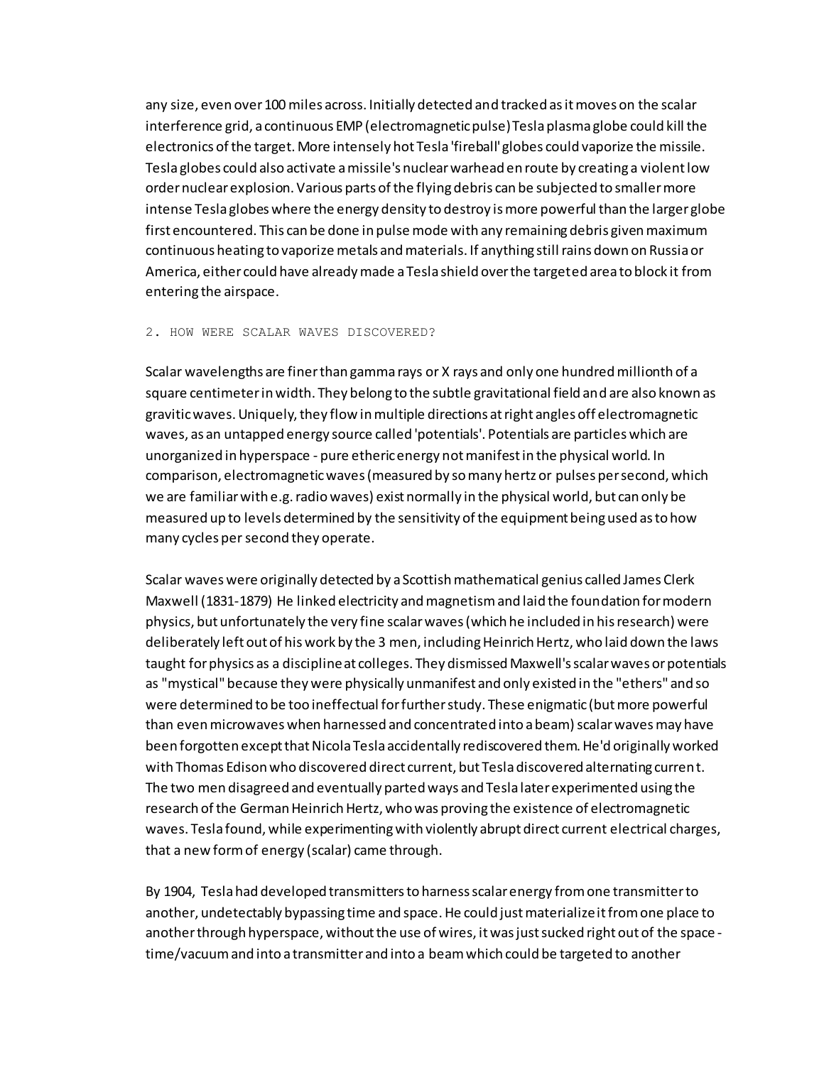any size, even over 100 miles across. Initially detected and tracked as it moves on the scalar interference grid, a continuous EMP (electromagnetic pulse) Tesla plasma globe could kill the electronics of the target. More intensely hot Tesla 'fireball' globes could vaporize the missile. Tesla globes could also activate a missile's nuclear warhead en route by creating a violent low order nuclear explosion. Various parts of the flying debris can be subjected to smaller more intense Tesla globes where the energy density to destroy is more powerful than the larger globe first encountered. This can be done in pulse mode with any remaining debris given maximum continuous heating to vaporize metals and materials. If anything still rains down on Russia or America, either could have already made a Tesla shield over the targeted area to block it from entering the airspace.

## 2. HOW WERE SCALAR WAVES DISCOVERED?

Scalar wavelengths are finer than gamma rays or X rays and only one hundred millionth of a square centimeter in width. They belong to the subtle gravitational field and are also known as gravitic waves. Uniquely, they flow in multiple directions at right angles off electromagnetic waves, as an untapped energy source called 'potentials'. Potentials are particles which are unorganized in hyperspace - pure etheric energy not manifest in the physical world. In comparison, electromagnetic waves (measured by so many hertz or pulses per second, which we are familiar with e.g. radio waves) exist normally in the physical world, but can only be measured up to levels determined by the sensitivity of the equipment being used as to how many cycles per second they operate.

Scalar waves were originally detected by a Scottish mathematical genius called James Clerk Maxwell (1831-1879) He linked electricity and magnetism and laid the foundation for modern physics, but unfortunately the very fine scalar waves (which he included in his research) were deliberately left out of his work by the 3 men, including Heinrich Hertz, who laid down the laws taught for physics as a discipline at colleges. They dismissed Maxwell's scalar waves or potentials as "mystical" because they were physically unmanifest and only existed in the "ethers" and so were determined to be too ineffectual for further study. These enigmatic (but more powerful than even microwaves when harnessed and concentrated into a beam) scalar waves may have been forgotten except that Nicola Tesla accidentally rediscovered them. He'd originally worked with Thomas Edison who discovered direct current, but Tesla discovered alternating current. The two men disagreed and eventually parted ways and Tesla later experimented using the research of the German Heinrich Hertz, who was proving the existence of electromagnetic waves. Tesla found, while experimenting with violently abrupt direct current electrical charges, that a new form of energy (scalar) came through.

By 1904, Tesla had developed transmitters to harness scalar energy from one transmitter to another, undetectably bypassing time and space. He could just materialize it from one place to another through hyperspace, without the use of wires, it was just sucked right out of the space - time/vacuum and into a transmitter and into a beam which could be targeted to another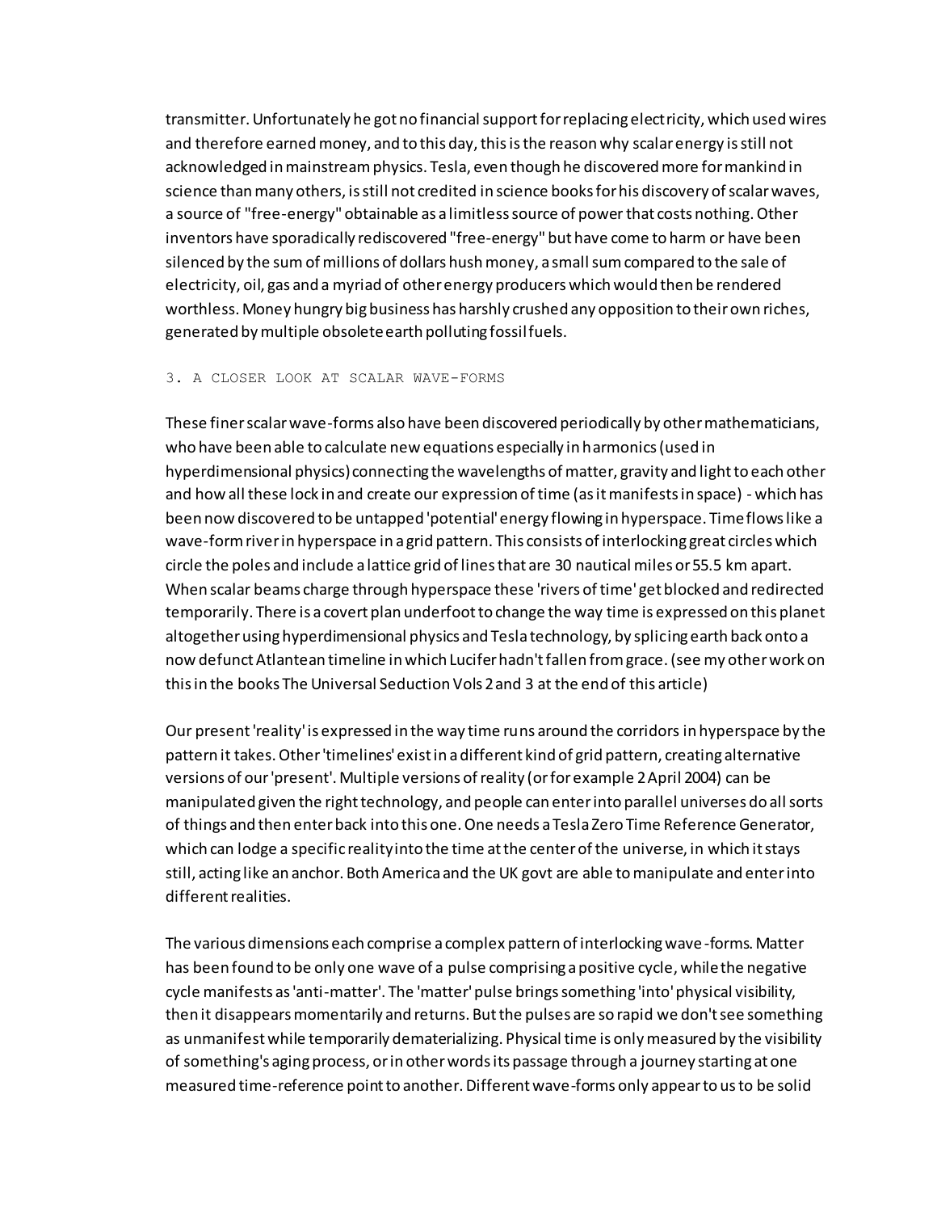transmitter. Unfortunately he got no financial support for replacing electricity, which used wires and therefore earned money, and to this day, this is the reason why scalar energy is still not acknowledged in mainstream physics. Tesla, even though he discovered more for mankind in science than many others, is still not credited in science books for his discovery of scalar waves, a source of "free-energy" obtainable as a limitless source of power that costs nothing. Other inventors have sporadically rediscovered "free-energy" but have come to harm or have been silenced by the sum of millions of dollars hush money, a small sum compared to the sale of electricity, oil, gas and a myriad of other energy producers which would then be rendered worthless. Money hungry big business has harshly crushed any opposition to their own riches, generated by multiple obsolete earth polluting fossil fuels.

## 3. A CLOSER LOOK AT SCALAR WAVE-FORMS

These finer scalar wave-forms also have been discovered periodically by other mathematicians, who have been able to calculate new equations especially in harmonics (used in hyperdimensional physics) connecting the wavelengths of matter, gravity and light to each other and how all these lock in and create our expression of time (as it manifests in space) - which has been now discovered to be untapped 'potential' energy flowing in hyperspace. Time flows like a wave-form river in hyperspace in a grid pattern. This consists of interlocking great circles which circle the poles and include a lattice grid of lines that are 30 nautical miles or 55.5 km apart. When scalar beams charge through hyperspace these 'rivers of time' get blocked and redirected temporarily. There is a covert plan underfoot to change the way time is expressed on this planet altogether using hyperdimensional physics and Tesla technology, by splicing earth back onto a now defunct Atlantean timeline in which Lucifer hadn't fallen from grace. (see my other work on this in the books The Universal Seduction Vols 2 and 3 at the end of this article)

Our present 'reality' is expressed in the way time runs around the corridors in hyperspace by the pattern it takes. Other 'timelines' exist in a different kind of grid pattern, creating alternative versions of our 'present'. Multiple versions of reality (or for example 2 April 2004) can be manipulated given the right technology, and people can enter into parallel universes do all sorts of things and then enter back into this one. One needs a Tesla Zero Time Reference Generator, which can lodge a specific reality into the time at the center of the universe, in which it stays still, acting like an anchor. Both America and the UK govt are able to manipulate and enter into different realities.

The various dimensions each comprise a complex pattern of interlocking wave-forms. Matter has been found to be only one wave of a pulse comprising a positive cycle, while the negative cycle manifests as 'anti-matter'. The 'matter' pulse brings something 'into' physical visibility, then it disappears momentarily and returns. But the pulses are so rapid we don't see something as unmanifest while temporarily dematerializing. Physical time is only measured by the visibility of something's aging process, or in other words its passage through a journey starting at one measured time-reference point to another. Different wave-forms only appear to us to be solid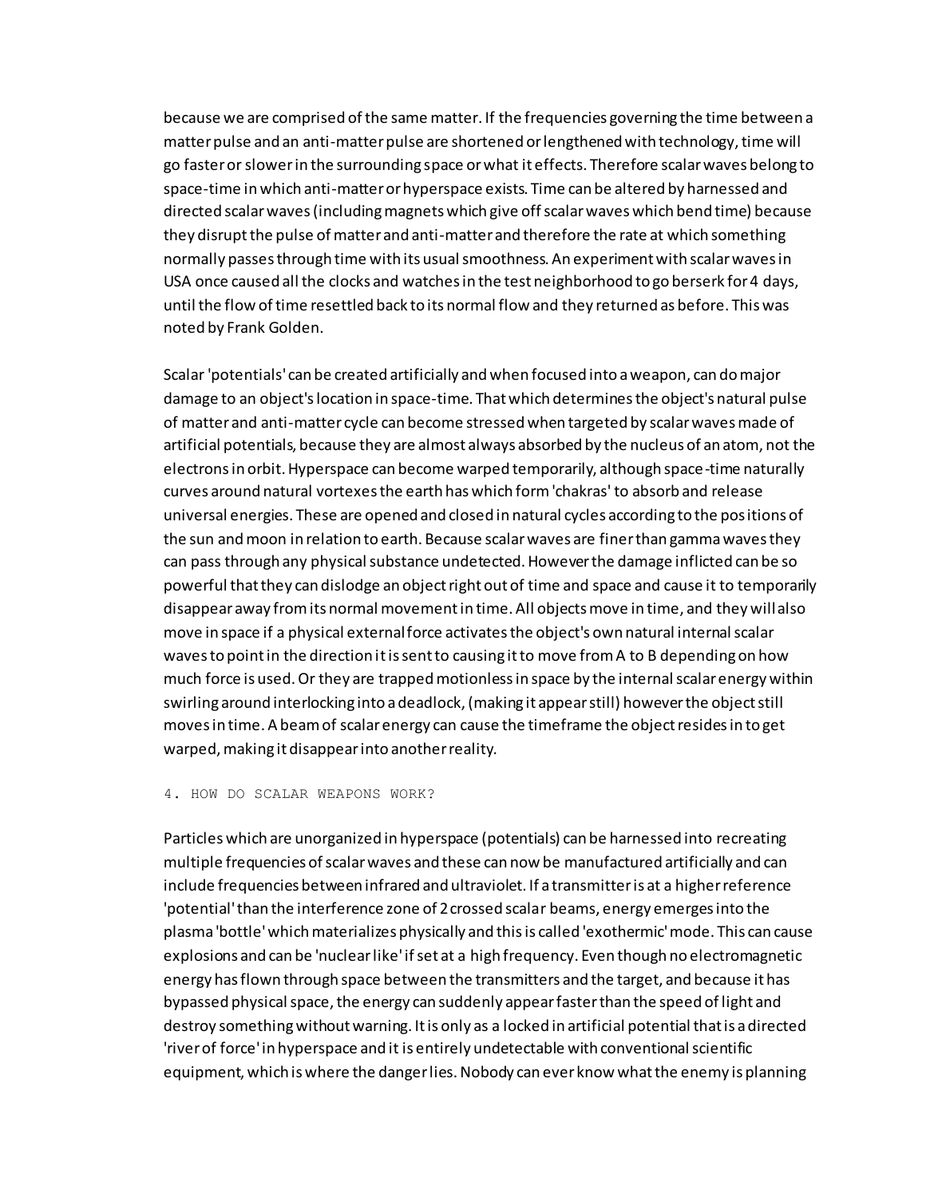because we are comprised of the same matter. If the frequencies governing the time between a matter pulse and an anti-matter pulse are shortened or lengthened with technology, time will go faster or slower in the surrounding space or what it effects. Therefore scalar waves belong to space-time in which anti-matter or hyperspace exists. Time can be altered by harnessed and directed scalar waves (including magnets which give off scalar waves which bend time) because they disrupt the pulse of matter and anti-matter and therefore the rate at which something normally passes through time with its usual smoothness. An experiment with scalar waves in USA once caused all the clocks and watches in the test neighborhood to go berserk for 4 days, until the flow of time resettled back to its normal flow and they returned as before. This was noted by Frank Golden.

Scalar 'potentials' can be created artificially and when focused into a weapon, can do major damage to an object's location in space-time. That which determines the object's natural pulse of matter and anti-matter cycle can become stressed when targeted by scalar waves made of artificial potentials, because they are almost always absorbed by the nucleus of an atom, not the electrons in orbit. Hyperspace can become warped temporarily, although space-time naturally curves around natural vortexes the earth has which form 'chakras' to absorb and release universal energies. These are opened and closed in natural cycles according to the positions of the sun and moon in relation to earth. Because scalar waves are finer than gamma waves they can pass through any physical substance undetected. However the damage inflicted can be so powerful that they can dislodge an object right out of time and space and cause it to temporarily disappear away from its normal movement in time. All objects move in time, and they will also move in space if a physical external force activates the object's own natural internal scalar waves to point in the direction it is sent to causing it to move from A to B depending on how much force is used. Or they are trapped motionless in space by the internal scalar energy within swirling around interlocking into a deadlock, (making it appear still) however the object still moves in time. A beam of scalar energy can cause the timeframe the object resides in to get warped, making it disappear into another reality.

## 4. HOW DO SCALAR WEAPONS WORK?

Particles which are unorganized in hyperspace (potentials) can be harnessed into recreating multiple frequencies of scalar waves and these can now be manufactured artificially and can include frequencies between infrared and ultraviolet. If a transmitter is at a higher reference 'potential' than the interference zone of 2 crossed scalar beams, energy emerges into the plasma 'bottle' which materializes physically and this is called 'exothermic' mode. This can cause explosions and can be 'nuclear like' if set at a high frequency. Even though no electromagnetic energy has flown through space between the transmitters and the target, and because it has bypassed physical space, the energy can suddenly appear faster than the speed of light and destroy something without warning. It is only as a locked in artificial potential that is a directed 'river of force' in hyperspace and it is entirely undetectable with conventional scientific equipment, which is where the danger lies. Nobody can ever know what the enemy is planning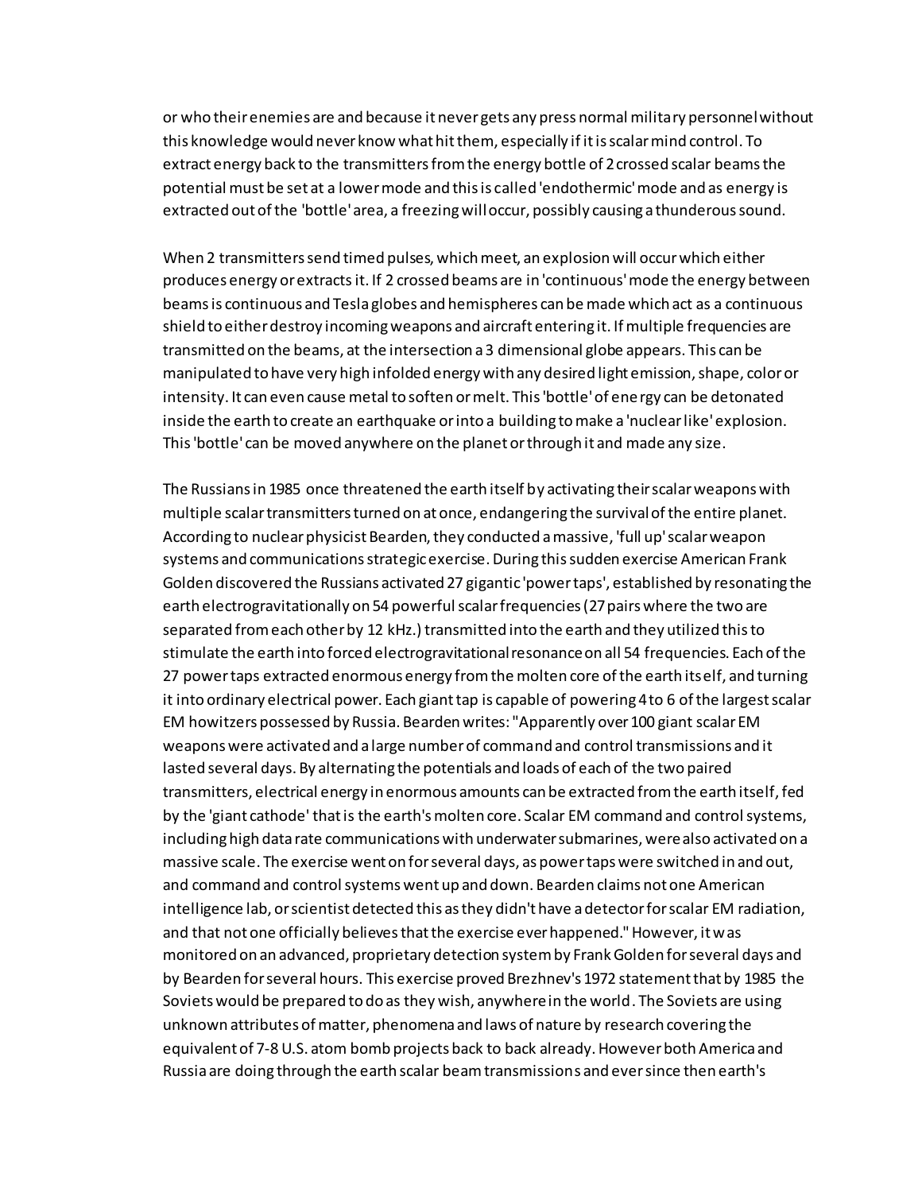or who their enemies are and because it never gets any press normal military personnel without this knowledge would never know what hit them, especially if it is scalar mind control. To extract energy back to the transmitters from the energy bottle of 2 crossed scalar beams the potential must be set at a lower mode and this is called 'endothermic' mode and as energy is extracted out of the 'bottle' area, a freezing will occur, possibly causing a thunderous sound.

When 2 transmitters send timed pulses, which meet, an explosion will occur which either produces energy or extracts it. If 2 crossed beams are in 'continuous' mode the energy between beams is continuous and Tesla globes and hemispheres can be made which act as a continuous shield to either destroy incoming weapons and aircraft entering it. If multiple frequencies are transmitted on the beams, at the intersection a 3 dimensional globe appears. This can be manipulated to have very high infolded energy with any desired light emission, shape, color or intensity. It can even cause metal to soften or melt. This 'bottle' of energy can be detonated inside the earth to create an earthquake or into a building to make a 'nuclear like' explosion. This 'bottle' can be moved anywhere on the planet or through it and made any size.

The Russians in 1985 once threatened the earth itself by activating their scalar weapons with multiple scalar transmitters turned on at once, endangering the survival of the entire planet. According to nuclear physicist Bearden, they conducted a massive, 'full up' scalar weapon systems and communications strategic exercise. During this sudden exercise American Frank Golden discovered the Russians activated 27 gigantic 'power taps', established by resonating the earth electrogravitationally on 54 powerful scalar frequencies (27 pairs where the two are separated from each other by 12 kHz.) transmitted into the earth and they utilized this to stimulate the earth into forced electrogravitational resonance on all 54 frequencies. Each of the 27 power taps extracted enormous energy from the molten core of the earth itself, and turning it into ordinary electrical power. Each giant tap is capable of powering 4 to 6 of the largest scalar EM howitzers possessed by Russia. Bearden writes: "Apparently over 100 giant scalar EM weapons were activated and a large number of command and control transmissions and it lasted several days. By alternating the potentials and loads of each of the two paired transmitters, electrical energy in enormous amounts can be extracted from the earth itself, fed by the 'giant cathode' that is the earth's molten core. Scalar EM command and control systems, including high data rate communications with underwater submarines, were also activated on a massive scale. The exercise went on for several days, as power taps were switched in and out, and command and control systems went up and down. Bearden claims not one American intelligence lab, or scientist detected this as they didn't have a detector for scalar EM radiation, and that not one officially believes that the exercise ever happened." However, it was monitored on an advanced, proprietary detection system by Frank Golden for several days and by Bearden for several hours. This exercise proved Brezhnev's 1972 statement that by 1985 the Soviets would be prepared to do as they wish, anywhere in the world. The Soviets are using unknown attributes of matter, phenomena and laws of nature by research covering the equivalent of 7-8 U.S. atom bomb projects back to back already. However both America and Russia are doing through the earth scalar beam transmissions and ever since then earth's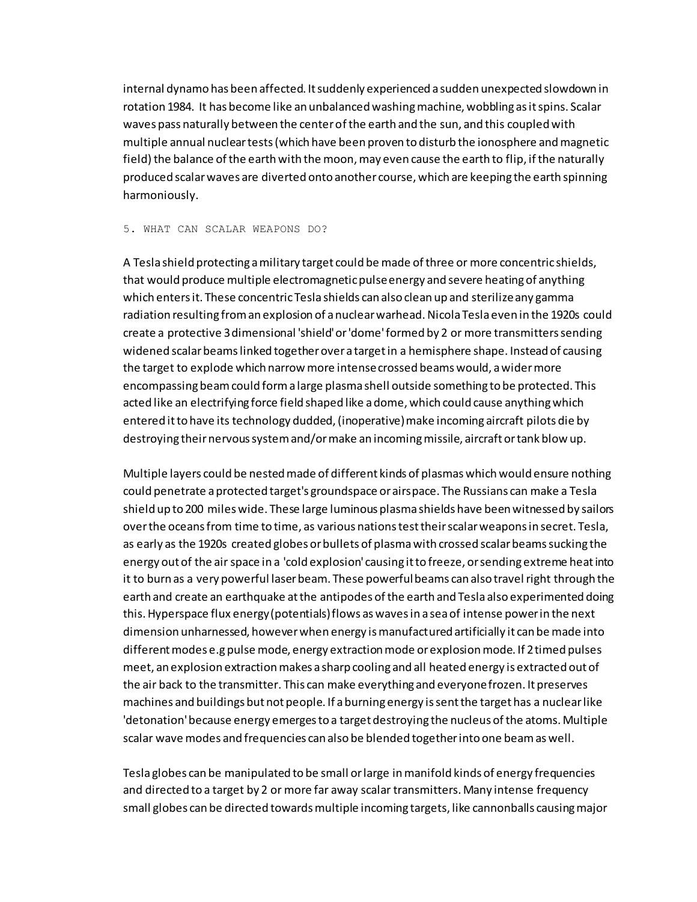internal dynamo has been affected. It suddenly experienced a sudden unexpected slowdown in rotation 1984. It has become like an unbalanced washing machine, wobbling as it spins. Scalar waves pass naturally between the center of the earth and the sun, and this coupled with multiple annual nuclear tests (which have been proven to disturb the ionosphere and magnetic field) the balance of the earth with the moon, may even cause the earth to flip, if the naturally produced scalar waves are diverted onto another course, which are keeping the earth spinning harmoniously.

## 5. WHAT CAN SCALAR WEAPONS DO?

A Tesla shield protecting a military target could be made of three or more concentric shields, that would produce multiple electromagnetic pulse energy and severe heating of anything which enters it. These concentric Tesla shields can also clean up and sterilize any gamma radiation resulting from an explosion of a nuclear warhead. Nicola Tesla even in the 1920s could create a protective 3 dimensional 'shield' or 'dome' formed by 2 or more transmitters sending widened scalar beams linked together over a target in a hemisphere shape. Instead of causing the target to explode which narrow more intense crossed beams would, a wider more encompassing beam could form a large plasma shell outside something to be protected. This acted like an electrifying force field shaped like a dome, which could cause anything which entered it to have its technology dudded, (inoperative) make incoming aircraft pilots die by destroying their nervous system and/or make an incoming missile, aircraft or tank blow up.

Multiple layers could be nested made of different kinds of plasmas which would ensure nothing could penetrate a protected target's groundspace or airspace. The Russians can make a Tesla shield up to 200 miles wide. These large luminous plasma shields have been witnessed by sailors over the oceans from time to time, as various nations test their scalar weapons in secret. Tesla, as early as the 1920s created globes or bullets of plasma with crossed scalar beams sucking the energy out of the air space in a 'cold explosion' causing it to freeze, or sending extreme heat into it to burn as a very powerful laser beam. These powerful beams can also travel right through the earth and create an earthquake at the antipodes of the earth and Tesla also experimented doing this. Hyperspace flux energy (potentials) flows as waves in a sea of intense power in the next dimension unharnessed, however when energy is manufactured artificially it can be made into different modes e.g pulse mode, energy extraction mode or explosion mode. If 2 timed pulses meet, an explosion extraction makes a sharp cooling and all heated energy is extracted out of the air back to the transmitter. This can make everything and everyone frozen. It preserves machines and buildings but not people. If a burning energy is sent the target has a nuclear like 'detonation' because energy emerges to a target destroying the nucleus of the atoms. Multiple scalar wave modes and frequencies can also be blended together into one beam as well.

Tesla globes can be manipulated to be small or large in manifold kinds of energy frequencies and directed to a target by 2 or more far away scalar transmitters. Many intense frequency small globes can be directed towards multiple incoming targets, like cannonballs causing major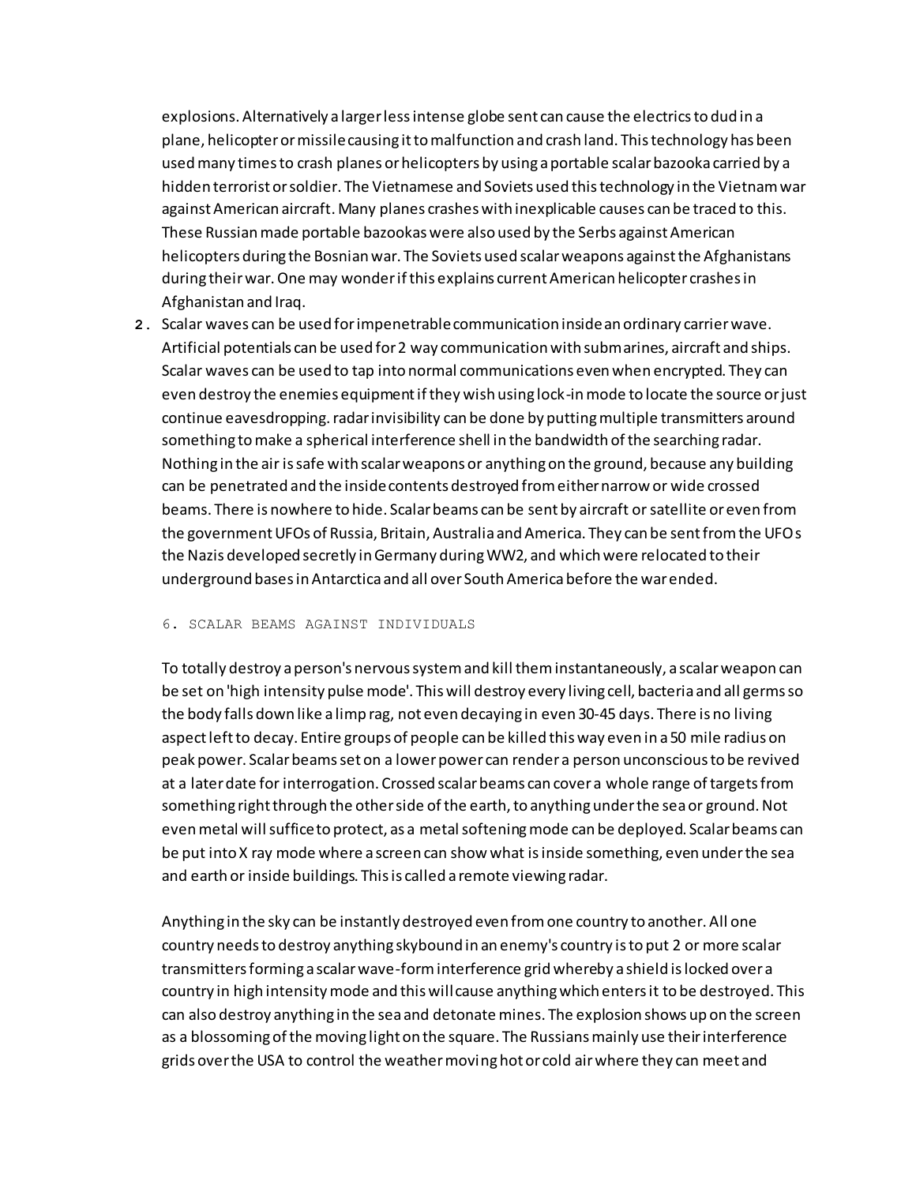explosions. Alternatively a larger less intense globe sent can cause the electrics to dud in a plane, helicopter or missile causing it to malfunction and crash land. This technology has been used many times to crash planes or helicopters by using a portable scalar bazooka carried by a hidden terrorist or soldier. The Vietnamese and Soviets used this technology in the Vietnam war against American aircraft. Many planes crashes with inexplicable causes can be traced to this. These Russian made portable bazookas were also used by the Serbs against American helicopters during the Bosnian war. The Soviets used scalar weapons against the Afghanistans during their war. One may wonder if this explains current American helicopter crashes in Afghanistan and Iraq.

2. Scalar waves can be used for impenetrable communication inside an ordinary carrier wave. Artificial potentials can be used for 2 way communication with submarines, aircraft and ships. Scalar waves can be used to tap into normal communications even when encrypted. They can even destroy the enemies equipment if they wish using lock-in mode to locate the source or just continue eavesdropping. radar invisibility can be done by putting multiple transmitters around something to make a spherical interference shell in the bandwidth of the searching radar. Nothing in the air is safe with scalar weapons or anything on the ground, because any building can be penetrated and the inside contents destroyed from either narrow or wide crossed beams. There is nowhere to hide. Scalar beams can be sent by aircraft or satellite or even from the government UFOs of Russia, Britain, Australia and America. They can be sent from the UFOs the Nazis developed secretly in Germany during WW2, and which were relocated to their underground bases in Antarctica and all over South America before the war ended.

## 6. SCALAR BEAMS AGAINST INDIVIDUALS

To totally destroy a person's nervous system and kill them instantaneously, a scalar weapon can be set on 'high intensity pulse mode'. This will destroy every living cell, bacteria and all germs so the body falls down like a limp rag, not even decaying in even 30-45 days. There is no living aspect left to decay. Entire groups of people can be killed this way even in a 50 mile radius on peak power. Scalar beams set on a lower power can render a person unconscious to be revived at a later date for interrogation. Crossed scalar beams can cover a whole range of targets from something right through the other side of the earth, to anything under the sea or ground. Not even metal will suffice to protect, as a metal softening mode can be deployed. Scalar beams can be put into X ray mode where a screen can show what is inside something, even under the sea and earth or inside buildings. This is called a remote viewing radar.

Anything in the sky can be instantly destroyed even from one country to another. All one country needs to destroy anything skybound in an enemy's country is to put 2 or more scalar transmitters forming a scalar wave-form interference grid whereby a shield is locked over a country in high intensity mode and this will cause anything which enters it to be destroyed. This can also destroy anything in the sea and detonate mines. The explosion shows up on the screen as a blossoming of the moving light on the square. The Russians mainly use their interference grids over the USA to control the weather moving hot or cold air where they can meet and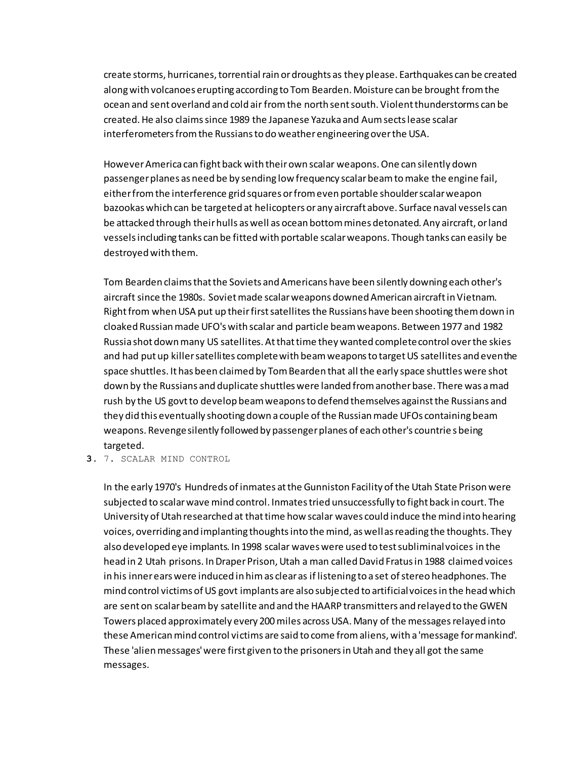create storms, hurricanes, torrential rain or droughts as they please. Earthquakes can be created along with volcanoes erupting according to Tom Bearden. Moisture can be brought from the ocean and sent overland and cold air from the north sent south. Violent thunderstorms can be created. He also claims since 1989 the Japanese Yazuka and Aum sects lease scalar interferometers from the Russians to do weather engineering over the USA.

However America can fight back with their own scalar weapons. One can silently down passenger planes as need be by sending low frequency scalar beam to make the engine fail, either from the interference grid squares or from even portable shoulder scalar weapon bazookas which can be targeted at helicopters or any aircraft above. Surface naval vessels can be attacked through their hulls as well as ocean bottom mines detonated. Any aircraft, or land vessels including tanks can be fitted with portable scalar weapons. Though tanks can easily be destroyed with them.

Tom Bearden claims that the Soviets and Americans have been silently downing each other's aircraft since the 1980s. Soviet made scalar weapons downed American aircraft in Vietnam. Right from when USA put up their first satellites the Russians have been shooting them down in cloaked Russian made UFO's with scalar and particle beam weapons. Between 1977 and 1982 Russia shot down many US satellites. At that time they wanted complete control over the skies and had put up killer satellites complete with beam weapons to target US satellites and even the space shuttles. It has been claimed by Tom Bearden that all the early space shuttles were shot down by the Russians and duplicate shuttles were landed from another base. There was a mad rush by the US govt to develop beam weapons to defend themselves against the Russians and they did this eventually shooting down a couple of the Russian made UFOs containing beam weapons. Revenge silently followed by passenger planes of each other's countrie s being targeted.

3. 7. SCALAR MIND CONTROL

In the early 1970's Hundreds of inmates at the Gunniston Facility of the Utah State Prison were subjected to scalar wave mind control. Inmates tried unsuccessfully to fight back in court. The University of Utah researched at that time how scalar waves could induce the mind into hearing voices, overriding and implanting thoughts into the mind, as well as reading the thoughts. They also developed eye implants. In 1998 scalar waves were used to test subliminal voices in the head in 2 Utah prisons. In Draper Prison, Utah a man called David Fratus in 1988 claimed voices in his inner ears were induced in him as clear as if listening to a set of stereo headphones. The mind control victims of US govt implants are also subjected to artificial voices in the head which are sent on scalar beam by satellite and and the HAARP transmitters and relayed to the GWEN Towers placed approximately every 200 miles across USA. Many of the messages relayed into these American mind control victims are said to come from aliens, with a 'message for mankind'. These 'alien messages' were first given to the prisoners in Utah and they all got the same messages.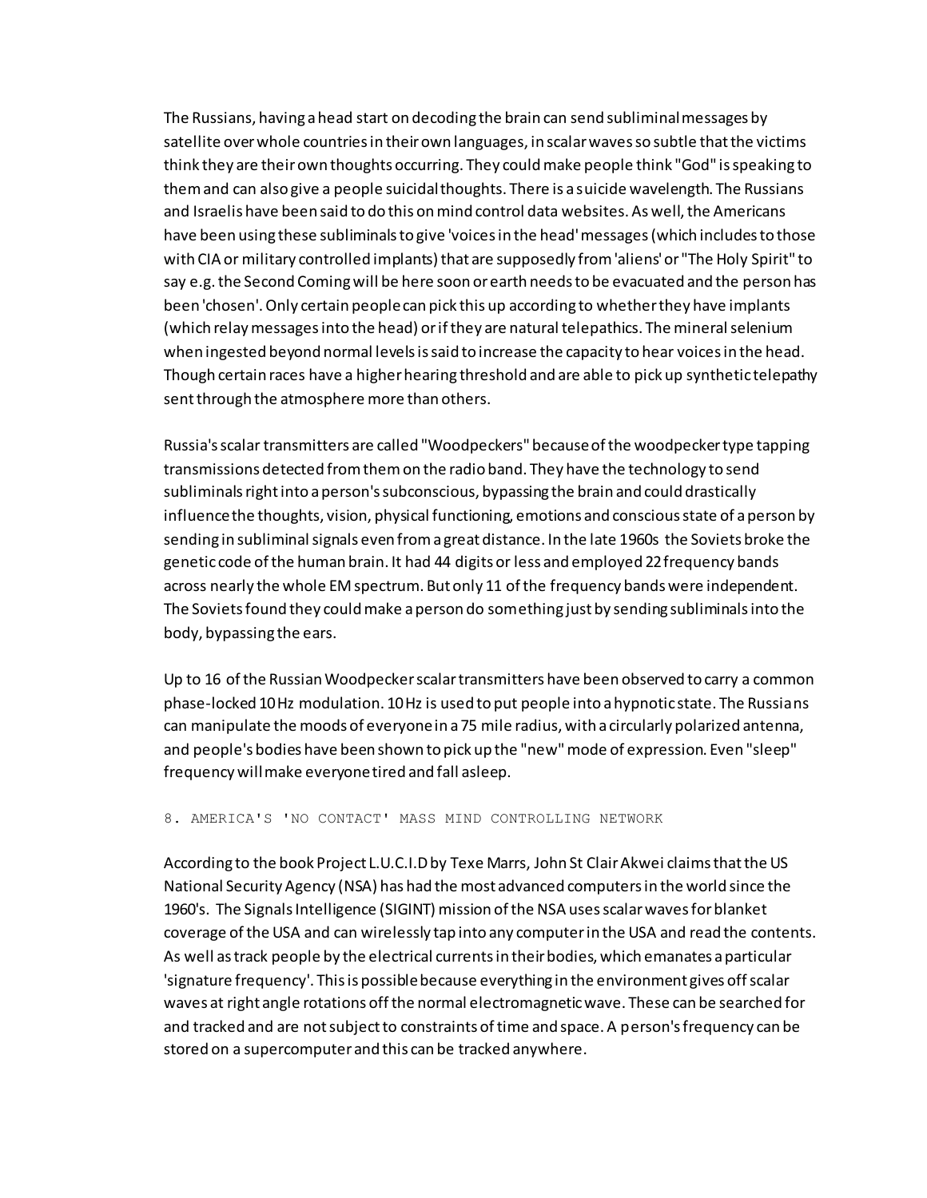The Russians, having a head start on decoding the brain can send subliminal messages by satellite over whole countries in their own languages, in scalar waves so subtle that the victims think they are their own thoughts occurring. They could make people think "God" is speaking to them and can also give a people suicidal thoughts. There is a suicide wavelength. The Russians and Israelis have been said to do this on mind control data websites. As well, the Americans have been using these subliminals to give 'voices in the head' messages (which includes to those with CIA or military controlled implants) that are supposedly from 'aliens' or "The Holy Spirit" to say e.g. the Second Coming will be here soon or earth needs to be evacuated and the person has been 'chosen'. Only certain people can pick this up according to whether they have implants (which relay messages into the head) or if they are natural telepathics. The mineral selenium when ingested beyond normal levels is said to increase the capacity to hear voices in the head. Though certain races have a higher hearing threshold and are able to pick up synthetic telepathy sent through the atmosphere more than others.

Russia's scalar transmitters are called "Woodpeckers" because of the woodpecker type tapping transmissions detected from them on the radio band. They have the technology to send subliminals right into a person's subconscious, bypassing the brain and could drastically influence the thoughts, vision, physical functioning, emotions and conscious state of a person by sending in subliminal signals even from a great distance. In the late 1960s the Soviets broke the genetic code of the human brain. It had 44 digits or less and employed 22 frequency bands across nearly the whole EM spectrum. But only 11 of the frequency bands were independent. The Soviets found they could make a person do something just by sending subliminals into the body, bypassing the ears.

Up to 16 of the Russian Woodpecker scalar transmitters have been observed to carry a common phase-locked 10 Hz modulation. 10 Hz is used to put people into a hypnotic state. The Russians can manipulate the moods of everyone in a 75 mile radius, with a circularly polarized antenna, and people's bodies have been shown to pick up the "new" mode of expression. Even "sleep" frequency will make everyone tired and fall asleep.

## 8. AMERICA'S 'NO CONTACT' MASS MIND CONTROLLING NETWORK

According to the book Project L.U.C.I.D by Texe Marrs, John St Clair Akwei claims that the US National Security Agency (NSA) has had the most advanced computers in the world since the 1960's. The Signals Intelligence (SIGINT) mission of the NSA uses scalar waves for blanket coverage of the USA and can wirelessly tap into any computer in the USA and read the contents. As well as track people by the electrical currents in their bodies, which emanates a particular 'signature frequency'. This is possible because everything in the environment gives off scalar waves at right angle rotations off the normal electromagnetic wave. These can be searched for and tracked and are not subject to constraints of time and space. A person's frequency can be stored on a supercomputer and this can be tracked anywhere.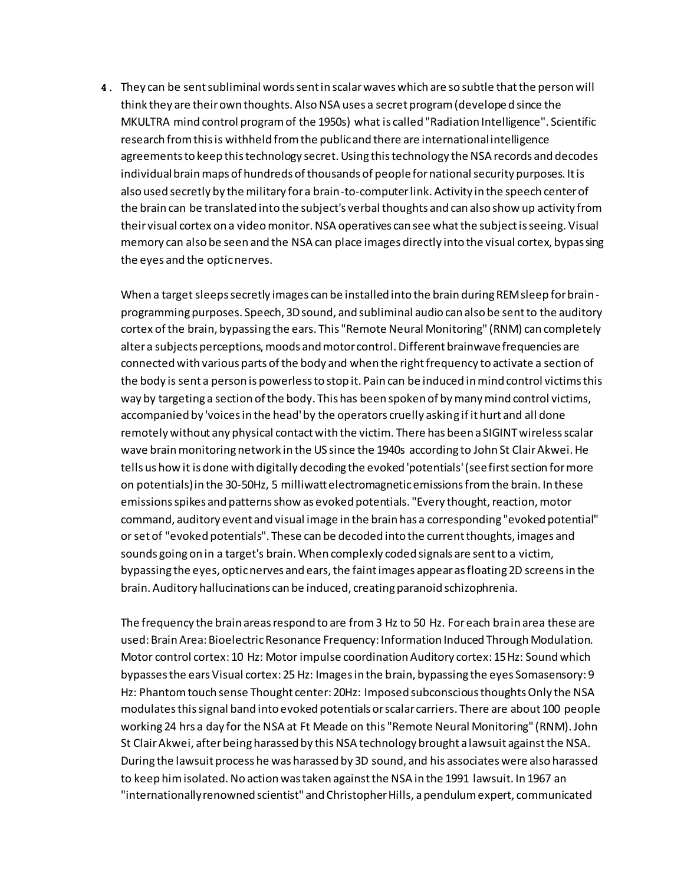4. They can be sent subliminal words sent in scalar waves which are so subtle that the person will think they are their own thoughts. Also NSA uses a secret program (developed since the MKULTRA mind control program of the 1950s) what is called "Radiation Intelligence". Scientific research from this is withheld from the public and there are international intelligence agreements to keep this technology secret. Using this technology the NSA records and decodes individual brain maps of hundreds of thousands of people for national security purposes. It is also used secretly by the military for a brain-to-computer link. Activity in the speech center of the brain can be translated into the subject's verbal thoughts and can also show up activity from their visual cortex on a video monitor. NSA operatives can see what the subject is seeing. Visual memory can also be seen and the NSA can place images directly into the visual cortex, bypassing the eyes and the optic nerves.

   When a target sleeps secretly images can be installed into the brain during REM sleep for brain-programming purposes. Speech, 3D sound, and subliminal audio can also be sent to the auditory cortex of the brain, bypassing the ears. This "Remote Neural Monitoring" (RNM) can completely alter a subjects perceptions, moods and motor control. Different brainwave frequencies are connected with various parts of the body and when the right frequency to activate a section of the body is sent a person is powerless to stop it. Pain can be induced in mind control victims this way by targeting a section of the body. This has been spoken of by many mind control victims, accompanied by 'voices in the head' by the operators cruelly asking if it hurt and all done remotely without any physical contact with the victim. There has been a SIGINT wireless scalar wave brain monitoring network in the US since the 1940s according to John St Clair Akwei. He tells us how it is done with digitally decoding the evoked 'potentials' (see first section for more on potentials) in the 30-50Hz, 5 milliwatt electromagnetic emissions from the brain. In these emissions spikes and patterns show as evoked potentials. "Every thought, reaction, motor command, auditory event and visual image in the brain has a corresponding "evoked potential" or set of "evoked potentials". These can be decoded into the current thoughts, images and sounds going on in a target's brain. When complexly coded signals are sent to a victim, bypassing the eyes, optic nerves and ears, the faint images appear as floating 2D screens in the brain. Auditory hallucinations can be induced, creating paranoid schizophrenia.

   The frequency the brain areas respond to are from 3 Hz to 50 Hz. For each brain area these are used: Brain Area: Bioelectric Resonance Frequency: Information Induced Through Modulation. Motor control cortex: 10 Hz: Motor impulse coordination Auditory cortex: 15 Hz: Sound which bypasses the ears Visual cortex: 25 Hz: Images in the brain, bypassing the eyes Somasensory: 9 Hz: Phantom touch sense Thought center: 20Hz: Imposed subconscious thoughts Only the NSA modulates this signal band into evoked potentials or scalar carriers. There are about 100 people working 24 hrs a day for the NSA at Ft Meade on this "Remote Neural Monitoring" (RNM). John St Clair Akwei, after being harassed by this NSA technology brought a lawsuit against the NSA. During the lawsuit process he was harassed by 3D sound, and his associates were also harassed to keep him isolated. No action was taken against the NSA in the 1991 lawsuit. In 1967 an "internationally renowned scientist" and Christopher Hills, a pendulum expert, communicated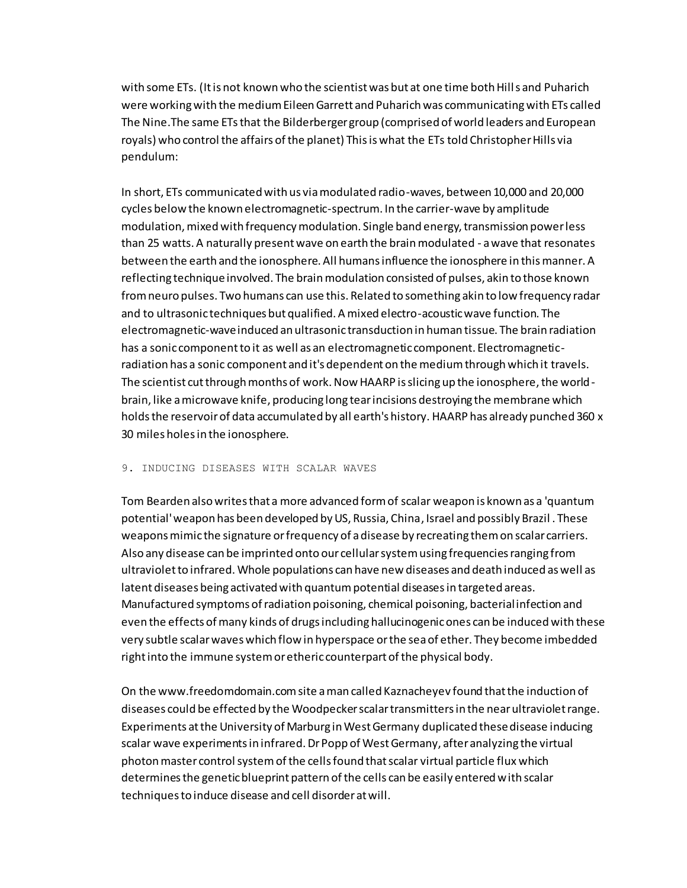with some ETs. (It is not known who the scientist was but at one time both Hills and Puharich were working with the medium Eileen Garrett and Puharich was communicating with ETs called The Nine.The same ETs that the Bilderberger group (comprised of world leaders and European royals) who control the affairs of the planet) This is what the ETs told Christopher Hills via pendulum:

In short, ETs communicated with us via modulated radio-waves, between 10,000 and 20,000 cycles below the known electromagnetic-spectrum. In the carrier-wave by amplitude modulation, mixed with frequency modulation. Single band energy, transmission power less than 25 watts. A naturally present wave on earth the brain modulated - a wave that resonates between the earth and the ionosphere. All humans influence the ionosphere in this manner. A reflecting technique involved. The brain modulation consisted of pulses, akin to those known from neuro pulses. Two humans can use this. Related to something akin to low frequency radar and to ultrasonic techniques but qualified. A mixed electro-acoustic wave function. The electromagnetic-wave induced an ultrasonic transduction in human tissue. The brain radiation has a sonic component to it as well as an electromagnetic component. Electromagnetic-radiation has a sonic component and it's dependent on the medium through which it travels. The scientist cut through months of work. Now HAARP is slicing up the ionosphere, the world-brain, like a microwave knife, producing long tear incisions destroying the membrane which holds the reservoir of data accumulated by all earth's history. HAARP has already punched 360 x 30 miles holes in the ionosphere.

## 9. INDUCING DISEASES WITH SCALAR WAVES

Tom Bearden also writes that a more advanced form of scalar weapon is known as a 'quantum potential' weapon has been developed by US, Russia, China, Israel and possibly Brazil . These weapons mimic the signature or frequency of a disease by recreating them on scalar carriers. Also any disease can be imprinted onto our cellular system using frequencies ranging from ultraviolet to infrared. Whole populations can have new diseases and death induced as well as latent diseases being activated with quantum potential diseases in targeted areas. Manufactured symptoms of radiation poisoning, chemical poisoning, bacterial infection and even the effects of many kinds of drugs including hallucinogenic ones can be induced with these very subtle scalar waves which flow in hyperspace or the sea of ether. They become imbedded right into the immune system or etheric counterpart of the physical body.

On the www.freedomdomain.com site a man called Kaznacheyev found that the induction of diseases could be effected by the Woodpecker scalar transmitters in the near ultraviolet range. Experiments at the University of Marburg in West Germany duplicated these disease inducing scalar wave experiments in infrared. Dr Popp of West Germany, after analyzing the virtual photon master control system of the cells found that scalar virtual particle flux which determines the genetic blueprint pattern of the cells can be easily entered with scalar techniques to induce disease and cell disorder at will.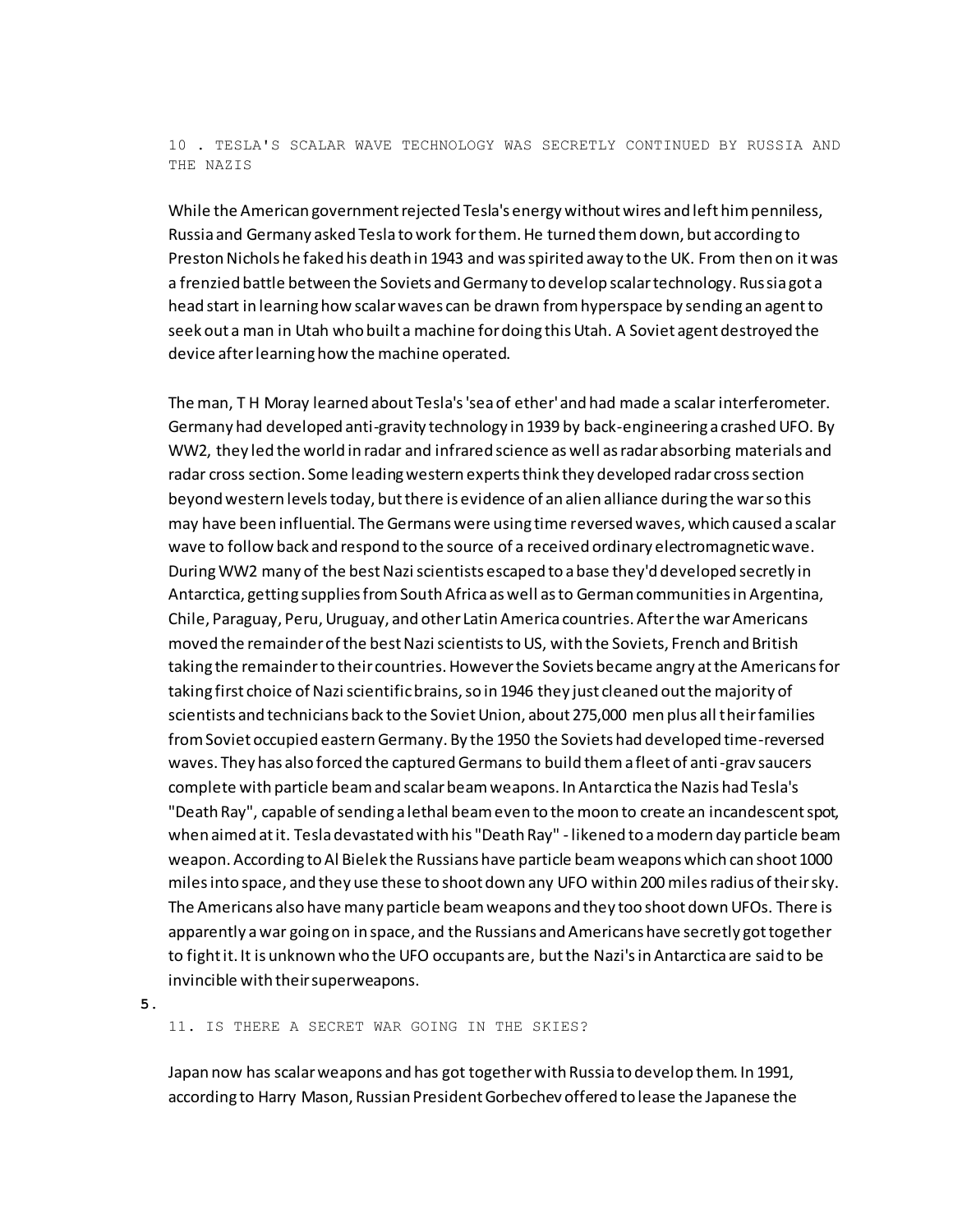## 10 . TESLA'S SCALAR WAVE TECHNOLOGY WAS SECRETLY CONTINUED BY RUSSIA AND THE NAZIS

While the American government rejected Tesla's energy without wires and left him penniless, Russia and Germany asked Tesla to work for them. He turned them down, but according to Preston Nichols he faked his death in 1943 and was spirited away to the UK. From then on it was a frenzied battle between the Soviets and Germany to develop scalar technology. Russia got a head start in learning how scalar waves can be drawn from hyperspace by sending an agent to seek out a man in Utah who built a machine for doing this Utah. A Soviet agent destroyed the device after learning how the machine operated.

The man, T H Moray learned about Tesla's 'sea of ether' and had made a scalar interferometer. Germany had developed anti-gravity technology in 1939 by back-engineering a crashed UFO. By WW2, they led the world in radar and infrared science as well as radar absorbing materials and radar cross section. Some leading western experts think they developed radar cross section beyond western levels today, but there is evidence of an alien alliance during the war so this may have been influential. The Germans were using time reversed waves, which caused a scalar wave to follow back and respond to the source of a received ordinary electromagnetic wave. During WW2 many of the best Nazi scientists escaped to a base they'd developed secretly in Antarctica, getting supplies from South Africa as well as to German communities in Argentina, Chile, Paraguay, Peru, Uruguay, and other Latin America countries. After the war Americans moved the remainder of the best Nazi scientists to US, with the Soviets, French and British taking the remainder to their countries. However the Soviets became angry at the Americans for taking first choice of Nazi scientific brains, so in 1946 they just cleaned out the majority of scientists and technicians back to the Soviet Union, about 275,000 men plus all their families from Soviet occupied eastern Germany. By the 1950 the Soviets had developed time-reversed waves. They has also forced the captured Germans to build them a fleet of anti-grav saucers complete with particle beam and scalar beam weapons. In Antarctica the Nazis had Tesla's "Death Ray", capable of sending a lethal beam even to the moon to create an incandescent spot, when aimed at it. Tesla devastated with his "Death Ray" - likened to a modern day particle beam weapon. According to Al Bielek the Russians have particle beam weapons which can shoot 1000 miles into space, and they use these to shoot down any UFO within 200 miles radius of their sky. The Americans also have many particle beam weapons and they too shoot down UFOs. There is apparently a war going on in space, and the Russians and Americans have secretly got together to fight it. It is unknown who the UFO occupants are, but the Nazi's in Antarctica are said to be invincible with their superweapons.

5.

## 11. IS THERE A SECRET WAR GOING IN THE SKIES?

Japan now has scalar weapons and has got together with Russia to develop them. In 1991, according to Harry Mason, Russian President Gorbechev offered to lease the Japanese the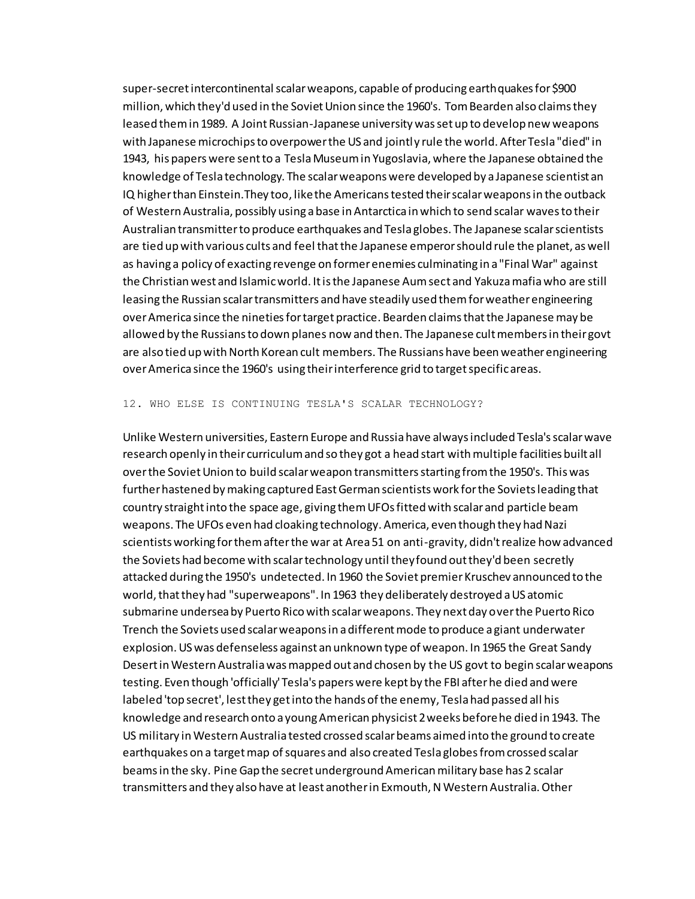super-secret intercontinental scalar weapons, capable of producing earthquakes for $900 million, which they'd used in the Soviet Union since the 1960's. Tom Bearden also claims they leased them in 1989. A Joint Russian-Japanese university was set up to develop new weapons with Japanese microchips to overpower the US and jointly rule the world. After Tesla "died" in 1943, his papers were sent to a Tesla Museum in Yugoslavia, where the Japanese obtained the knowledge of Tesla technology. The scalar weapons were developed by a Japanese scientist an IQ higher than Einstein.They too, like the Americans tested their scalar weapons in the outback of Western Australia, possibly using a base in Antarctica in which to send scalar waves to their Australian transmitter to produce earthquakes and Tesla globes. The Japanese scalar scientists are tied up with various cults and feel that the Japanese emperor should rule the planet, as well as having a policy of exacting revenge on former enemies culminating in a "Final War" against the Christian west and Islamic world. It is the Japanese Aum sect and Yakuza mafia who are still leasing the Russian scalar transmitters and have steadily used them for weather engineering over America since the nineties for target practice. Bearden claims that the Japanese may be allowed by the Russians to down planes now and then. The Japanese cult members in their govt are also tied up with North Korean cult members. The Russians have been weather engineering over America since the 1960's using their interference grid to target specific areas.

## 12. WHO ELSE IS CONTINUING TESLA'S SCALAR TECHNOLOGY?

Unlike Western universities, Eastern Europe and Russia have always included Tesla's scalar wave research openly in their curriculum and so they got a head start with multiple facilities built all over the Soviet Union to build scalar weapon transmitters starting from the 1950's. This was further hastened by making captured East German scientists work for the Soviets leading that country straight into the space age, giving them UFOs fitted with scalar and particle beam weapons. The UFOs even had cloaking technology. America, even though they had Nazi scientists working for them after the war at Area 51 on anti-gravity, didn't realize how advanced the Soviets had become with scalar technology until they found out they'd been secretly attacked during the 1950's undetected. In 1960 the Soviet premier Kruschev announced to the world, that they had "superweapons". In 1963 they deliberately destroyed a US atomic submarine undersea by Puerto Rico with scalar weapons. They next day over the Puerto Rico Trench the Soviets used scalar weapons in a different mode to produce a giant underwater explosion. US was defenseless against an unknown type of weapon. In 1965 the Great Sandy Desert in Western Australia was mapped out and chosen by the US govt to begin scalar weapons testing. Even though 'officially' Tesla's papers were kept by the FBI after he died and were labeled 'top secret', lest they get into the hands of the enemy, Tesla had passed all his knowledge and research onto a young American physicist 2 weeks before he died in 1943. The US military in Western Australia tested crossed scalar beams aimed into the ground to create earthquakes on a target map of squares and also created Tesla globes from crossed scalar beams in the sky. Pine Gap the secret underground American military base has 2 scalar transmitters and they also have at least another in Exmouth, N Western Australia. Other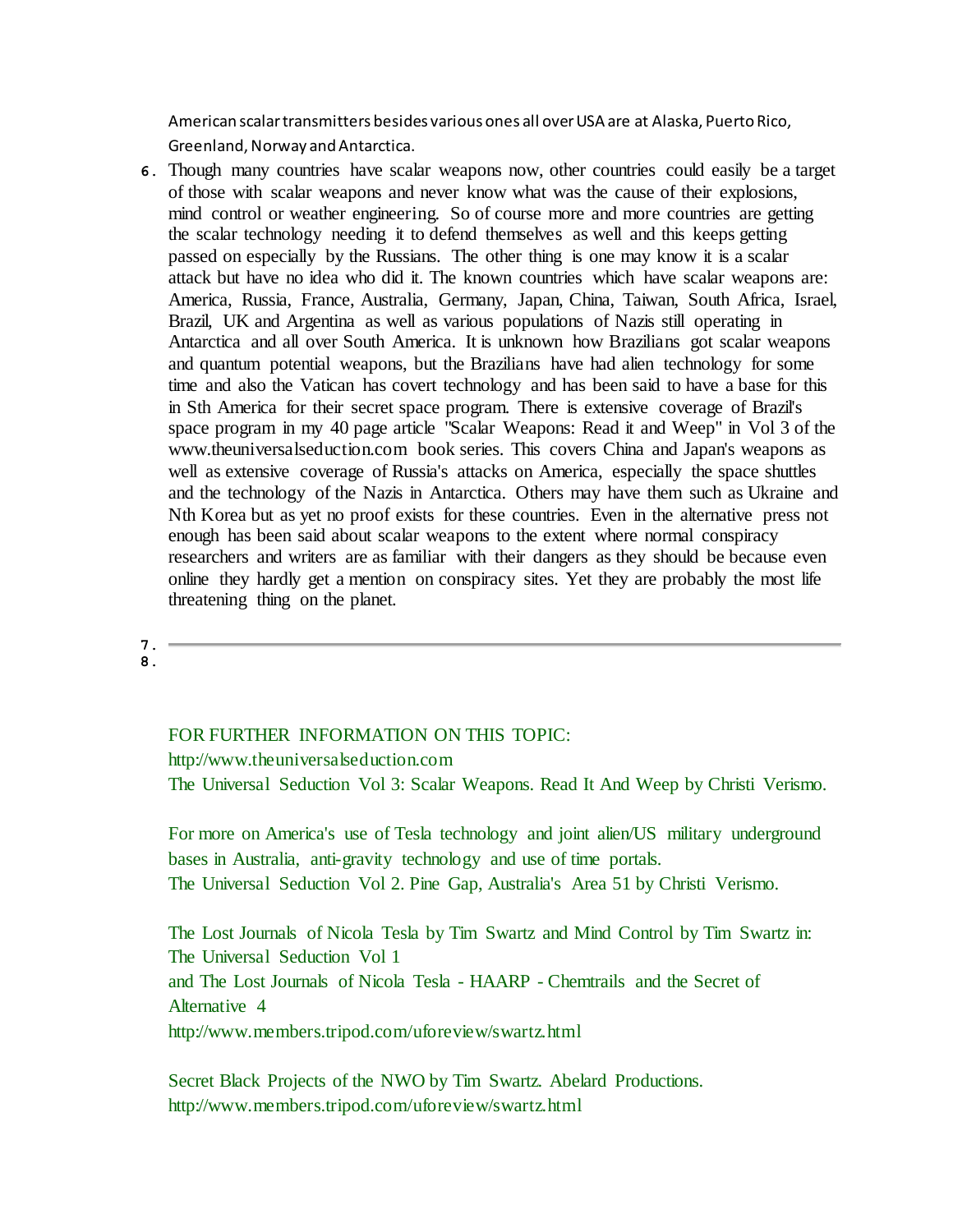American scalar transmitters besides various ones all over USA are at Alaska, Puerto Rico, Greenland, Norway and Antarctica.

6. Though many countries have scalar weapons now, other countries could easily be a target of those with scalar weapons and never know what was the cause of their explosions, mind control or weather engineering. So of course more and more countries are getting the scalar technology needing it to defend themselves as well and this keeps getting passed on especially by the Russians. The other thing is one may know it is a scalar attack but have no idea who did it. The known countries which have scalar weapons are: America, Russia, France, Australia, Germany, Japan, China, Taiwan, South Africa, Israel, Brazil, UK and Argentina as well as various populations of Nazis still operating in Antarctica and all over South America. It is unknown how Brazilians got scalar weapons and quantum potential weapons, but the Brazilians have had alien technology for some time and also the Vatican has covert technology and has been said to have a base for this in Sth America for their secret space program. There is extensive coverage of Brazil's space program in my 40 page article "Scalar Weapons: Read it and Weep" in Vol 3 of the www.theuniversalseduction.com book series. This covers China and Japan's weapons as well as extensive coverage of Russia's attacks on America, especially the space shuttles and the technology of the Nazis in Antarctica. Others may have them such as Ukraine and Nth Korea but as yet no proof exists for these countries. Even in the alternative press not enough has been said about scalar weapons to the extent where normal conspiracy researchers and writers are as familiar with their dangers as they should be because even online they hardly get a mention on conspiracy sites. Yet they are probably the most life threatening thing on the planet.

7.

---

8.

FOR FURTHER INFORMATION ON THIS TOPIC:
http://www.theuniversalseduction.com
The Universal Seduction Vol 3: Scalar Weapons. Read It And Weep by Christi Verismo.

For more on America's use of Tesla technology and joint alien/US military underground bases in Australia, anti-gravity technology and use of time portals.
The Universal Seduction Vol 2. Pine Gap, Australia's Area 51 by Christi Verismo.

The Lost Journals of Nicola Tesla by Tim Swartz and Mind Control by Tim Swartz in:
The Universal Seduction Vol 1
and The Lost Journals of Nicola Tesla - HAARP - Chemtrails and the Secret of Alternative 4
http://www.members.tripod.com/uforeview/swartz.html

Secret Black Projects of the NWO by Tim Swartz. Abelard Productions.
http://www.members.tripod.com/uforeview/swartz.html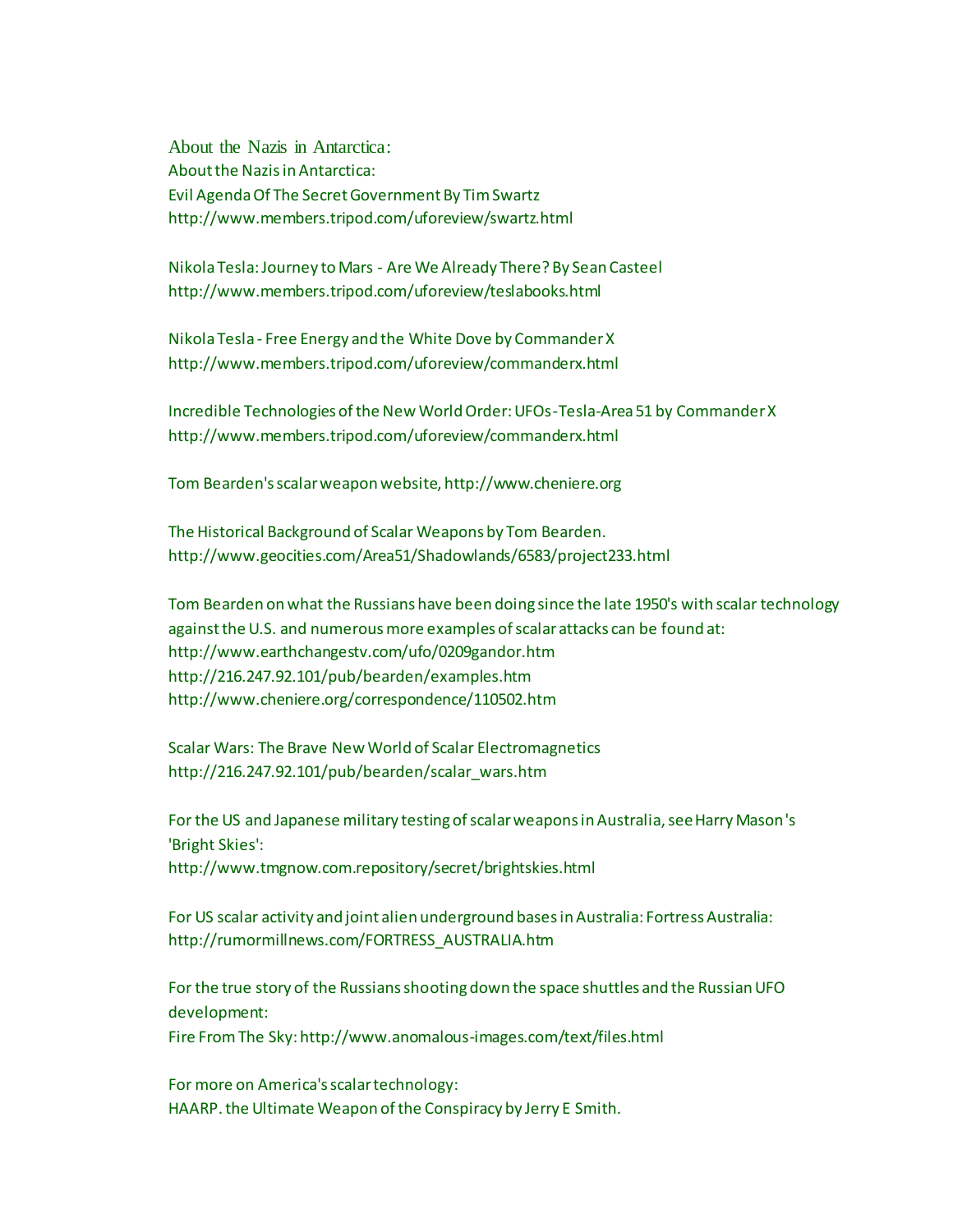About the Nazis in Antarctica:

About the Nazis in Antarctica:
Evil Agenda Of The Secret Government By Tim Swartz
http://www.members.tripod.com/uforeview/swartz.html

Nikola Tesla: Journey to Mars - Are We Already There? By Sean Casteel
http://www.members.tripod.com/uforeview/teslabooks.html

Nikola Tesla - Free Energy and the White Dove by Commander X
http://www.members.tripod.com/uforeview/commanderx.html

Incredible Technologies of the New World Order: UFOs-Tesla-Area 51 by Commander X
http://www.members.tripod.com/uforeview/commanderx.html

Tom Bearden's scalar weapon website, http://www.cheniere.org

The Historical Background of Scalar Weapons by Tom Bearden.
http://www.geocities.com/Area51/Shadowlands/6583/project233.html

Tom Bearden on what the Russians have been doing since the late 1950's with scalar technology against the U.S. and numerous more examples of scalar attacks can be found at:
http://www.earthchangestv.com/ufo/0209gandor.htm
http://216.247.92.101/pub/bearden/examples.htm
http://www.cheniere.org/correspondence/110502.htm

Scalar Wars: The Brave New World of Scalar Electromagnetics
http://216.247.92.101/pub/bearden/scalar_wars.htm

For the US and Japanese military testing of scalar weapons in Australia, see Harry Mason's 'Bright Skies':
http://www.tmgnow.com.repository/secret/brightskies.html

For US scalar activity and joint alien underground bases in Australia: Fortress Australia:
http://rumormillnews.com/FORTRESS_AUSTRALIA.htm

For the true story of the Russians shooting down the space shuttles and the Russian UFO development:
Fire From The Sky: http://www.anomalous-images.com/text/files.html

For more on America's scalar technology:
HAARP. the Ultimate Weapon of the Conspiracy by Jerry E Smith.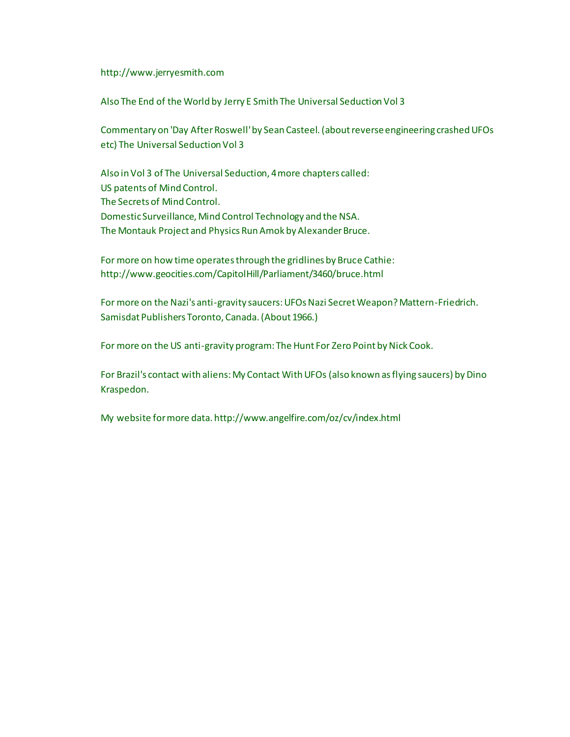http://www.jerryesmith.com

Also The End of the World by Jerry E Smith The Universal Seduction Vol 3

Commentary on 'Day After Roswell' by Sean Casteel. (about reverse engineering crashed UFOs etc) The Universal Seduction Vol 3

Also in Vol 3 of The Universal Seduction, 4 more chapters called:
US patents of Mind Control.
The Secrets of Mind Control.
Domestic Surveillance, Mind Control Technology and the NSA.
The Montauk Project and Physics Run Amok by Alexander Bruce.

For more on how time operates through the gridlines by Bruce Cathie:
http://www.geocities.com/CapitolHill/Parliament/3460/bruce.html

For more on the Nazi's anti-gravity saucers: UFOs Nazi Secret Weapon? Mattern-Friedrich. Samisdat Publishers Toronto, Canada. (About 1966.)

For more on the US anti-gravity program: The Hunt For Zero Point by Nick Cook.

For Brazil's contact with aliens: My Contact With UFOs (also known as flying saucers) by Dino Kraspedon.

My website for more data. http://www.angelfire.com/oz/cv/index.html